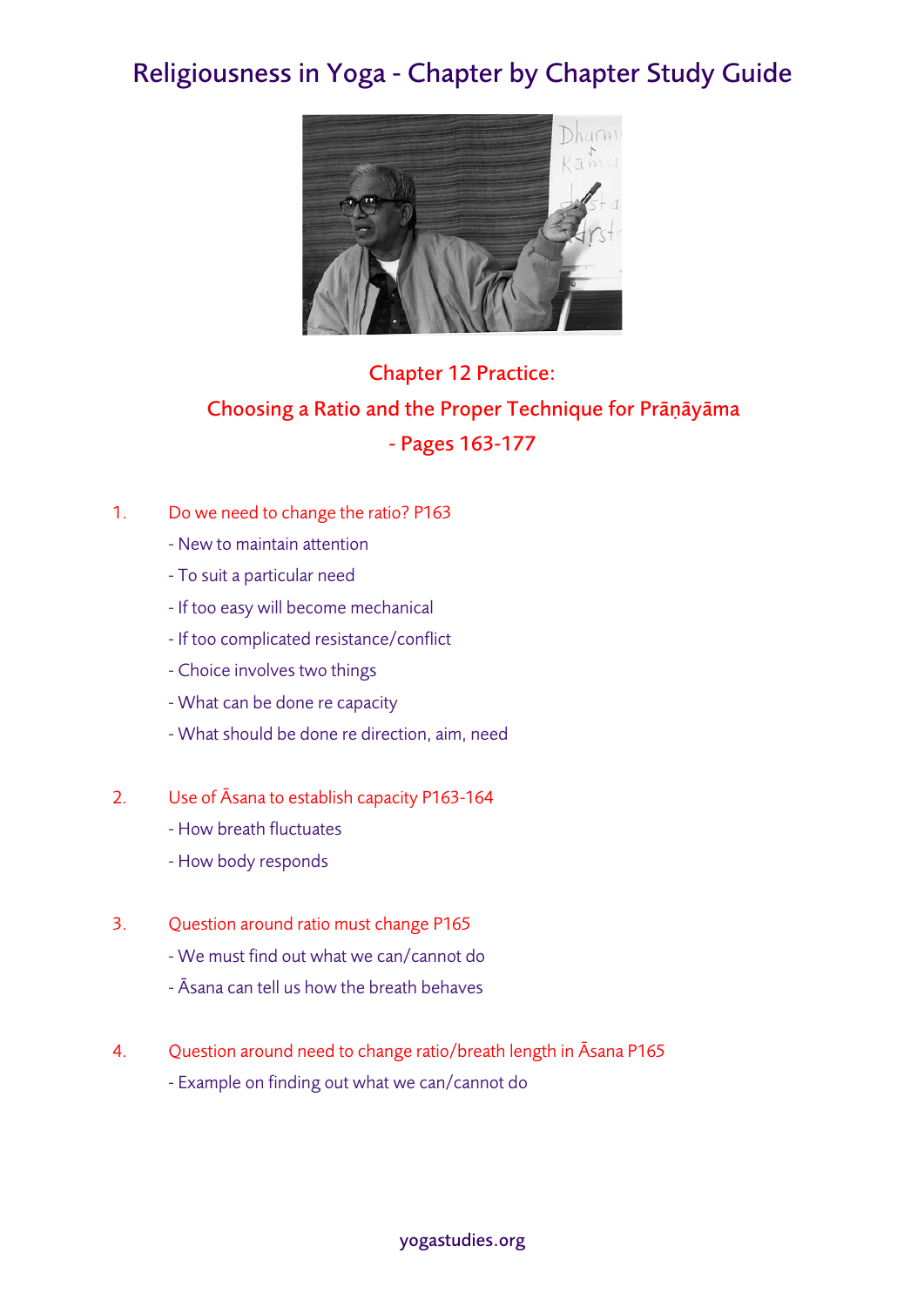# Religiousness in Yoga - Chapter by Chapter Study Guide

## Chapter 12 Practice:
## Choosing a Ratio and the Proper Technique for Prāṇāyāma
## - Pages 163-177

1. Do we need to change the ratio? P163
   - New to maintain attention
   - To suit a particular need
   - If too easy will become mechanical
   - If too complicated resistance/conflict
   - Choice involves two things
   - What can be done re capacity
   - What should be done re direction, aim, need

2. Use of Āsana to establish capacity P163-164
   - How breath fluctuates
   - How body responds

3. Question around ratio must change P165
   - We must find out what we can/cannot do
   - Āsana can tell us how the breath behaves

4. Question around need to change ratio/breath length in Āsana P165
   - Example on finding out what we can/cannot do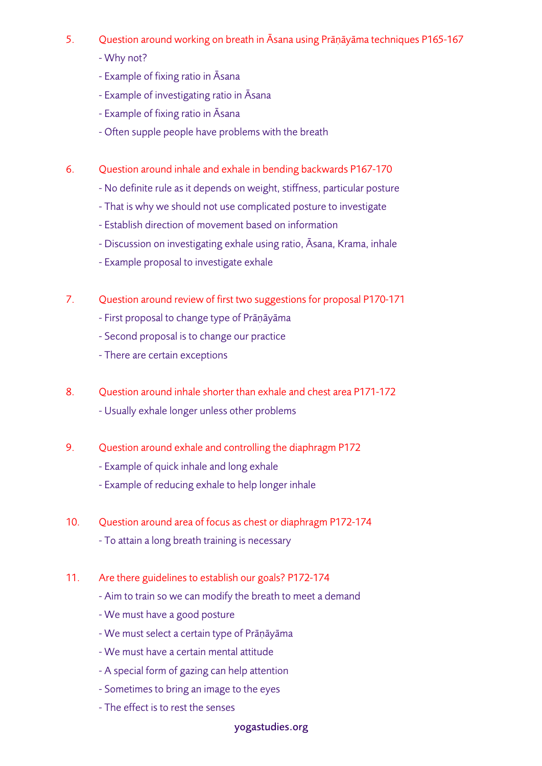5. Question around working on breath in Āsana using Prāṇāyāma techniques P165-167
   - Why not?
   - Example of fixing ratio in Āsana
   - Example of investigating ratio in Āsana
   - Example of fixing ratio in Āsana
   - Often supple people have problems with the breath

6. Question around inhale and exhale in bending backwards P167-170
   - No definite rule as it depends on weight, stiffness, particular posture
   - That is why we should not use complicated posture to investigate
   - Establish direction of movement based on information
   - Discussion on investigating exhale using ratio, Āsana, Krama, inhale
   - Example proposal to investigate exhale

7. Question around review of first two suggestions for proposal P170-171
   - First proposal to change type of Prāṇāyāma
   - Second proposal is to change our practice
   - There are certain exceptions

8. Question around inhale shorter than exhale and chest area P171-172
   - Usually exhale longer unless other problems

9. Question around exhale and controlling the diaphragm P172
   - Example of quick inhale and long exhale
   - Example of reducing exhale to help longer inhale

10. Question around area of focus as chest or diaphragm P172-174
    - To attain a long breath training is necessary

11. Are there guidelines to establish our goals? P172-174
    - Aim to train so we can modify the breath to meet a demand
    - We must have a good posture
    - We must select a certain type of Prāṇāyāma
    - We must have a certain mental attitude
    - A special form of gazing can help attention
    - Sometimes to bring an image to the eyes
    - The effect is to rest the senses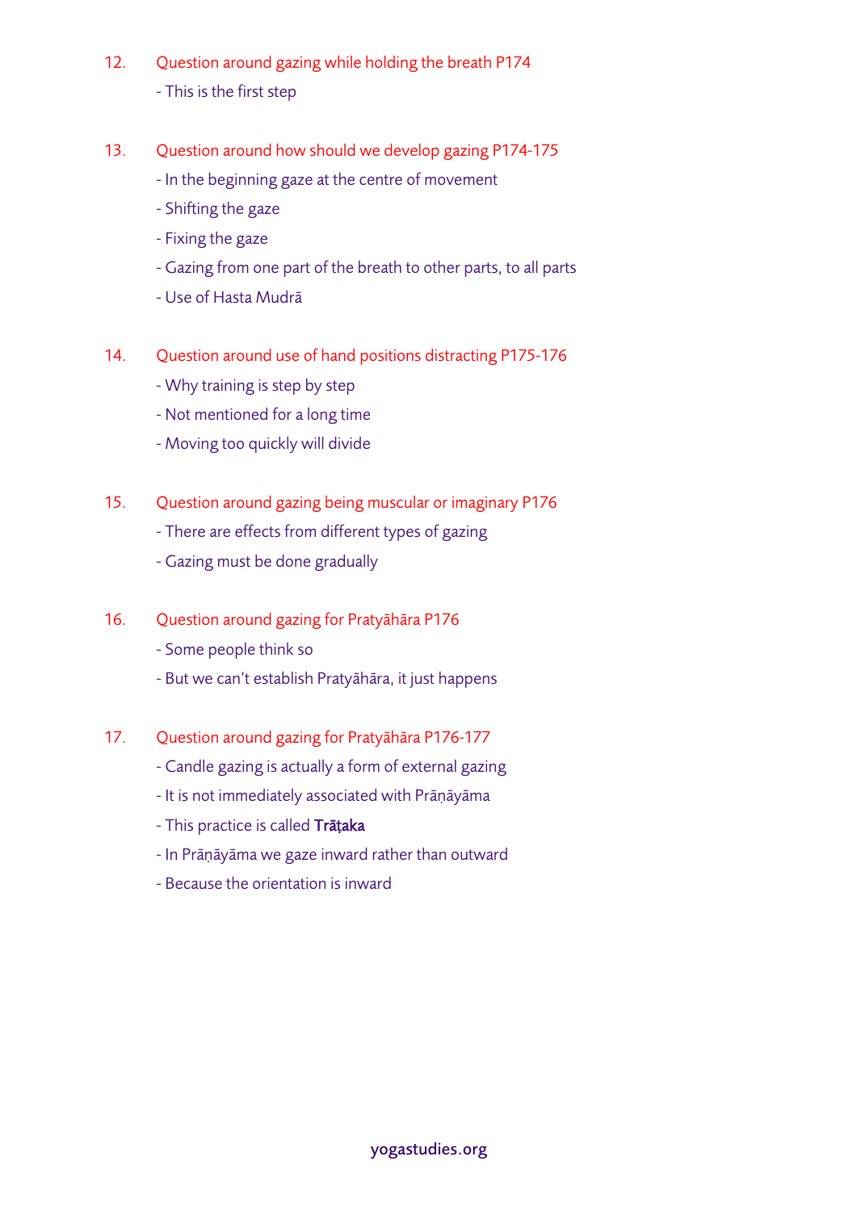12. Question around gazing while holding the breath P174
    - This is the first step

13. Question around how should we develop gazing P174-175
    - In the beginning gaze at the centre of movement
    - Shifting the gaze
    - Fixing the gaze
    - Gazing from one part of the breath to other parts, to all parts
    - Use of Hasta Mudrā

14. Question around use of hand positions distracting P175-176
    - Why training is step by step
    - Not mentioned for a long time
    - Moving too quickly will divide

15. Question around gazing being muscular or imaginary P176
    - There are effects from different types of gazing
    - Gazing must be done gradually

16. Question around gazing for Pratyāhāra P176
    - Some people think so
    - But we can't establish Pratyāhāra, it just happens

17. Question around gazing for Pratyāhāra P176-177
    - Candle gazing is actually a form of external gazing
    - It is not immediately associated with Prāṇāyāma
    - This practice is called **Trāṭaka**
    - In Prāṇāyāma we gaze inward rather than outward
    - Because the orientation is inward